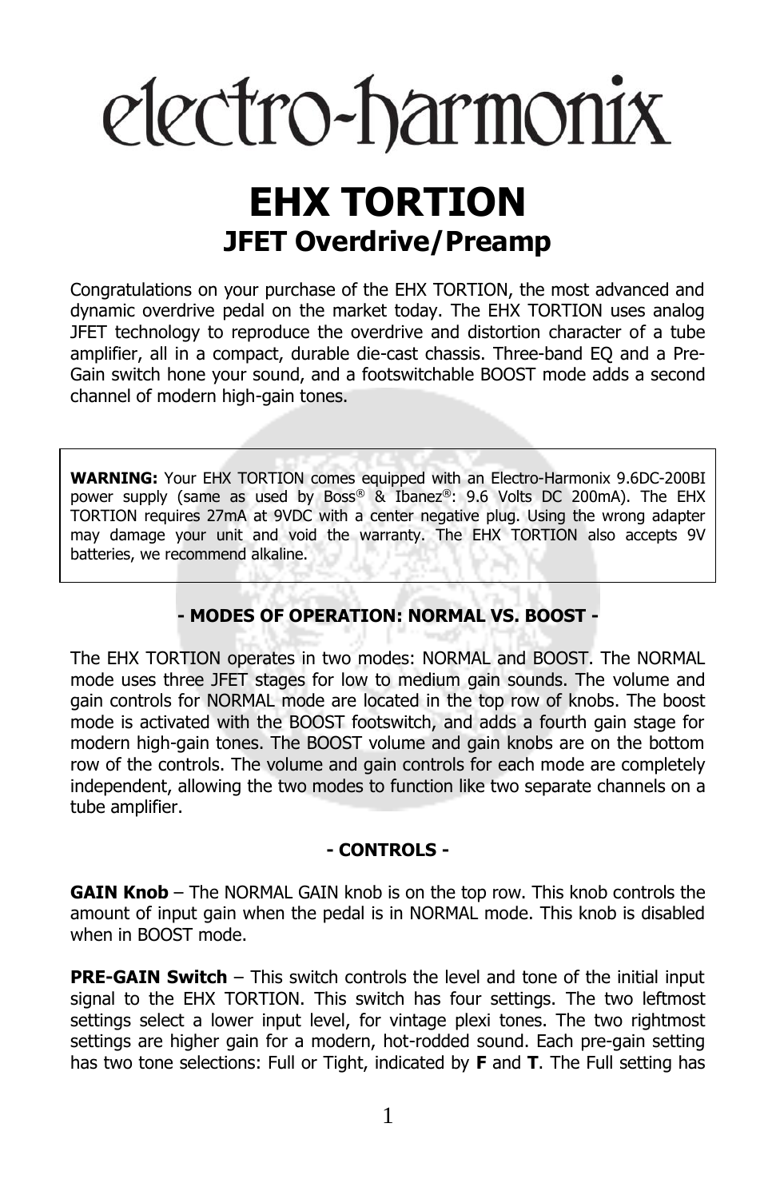# electro-harmonix

# EHX TORTION

## JFET Overdrive/Preamp

Congratulations on your purchase of the EHX TORTION, the most advanced and dynamic overdrive pedal on the market today. The EHX TORTION uses analog JFET technology to reproduce the overdrive and distortion character of a tube amplifier, all in a compact, durable die-cast chassis. Three-band EQ and a Pre-Gain switch hone your sound, and a footswitchable BOOST mode adds a second channel of modern high-gain tones.

> **WARNING:** Your EHX TORTION comes equipped with an Electro-Harmonix 9.6DC-200BI power supply (same as used by Boss® & Ibanez®: 9.6 Volts DC 200mA). The EHX TORTION requires 27mA at 9VDC with a center negative plug. Using the wrong adapter may damage your unit and void the warranty. The EHX TORTION also accepts 9V batteries, we recommend alkaline.

### - MODES OF OPERATION: NORMAL VS. BOOST -

The EHX TORTION operates in two modes: NORMAL and BOOST. The NORMAL mode uses three JFET stages for low to medium gain sounds. The volume and gain controls for NORMAL mode are located in the top row of knobs. The boost mode is activated with the BOOST footswitch, and adds a fourth gain stage for modern high-gain tones. The BOOST volume and gain knobs are on the bottom row of the controls. The volume and gain controls for each mode are completely independent, allowing the two modes to function like two separate channels on a tube amplifier.

### - CONTROLS -

**GAIN Knob** – The NORMAL GAIN knob is on the top row. This knob controls the amount of input gain when the pedal is in NORMAL mode. This knob is disabled when in BOOST mode.

**PRE-GAIN Switch** – This switch controls the level and tone of the initial input signal to the EHX TORTION. This switch has four settings. The two leftmost settings select a lower input level, for vintage plexi tones. The two rightmost settings are higher gain for a modern, hot-rodded sound. Each pre-gain setting has two tone selections: Full or Tight, indicated by **F** and **T**. The Full setting has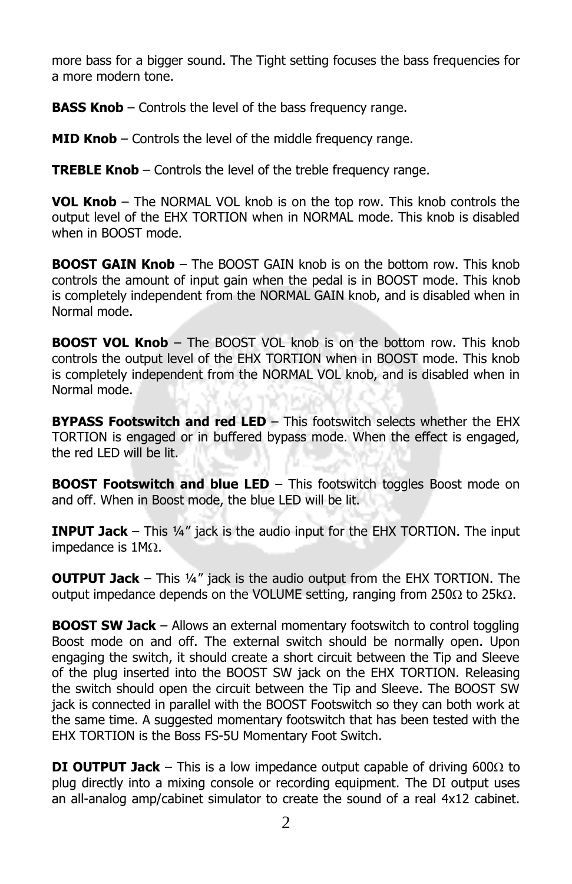more bass for a bigger sound. The Tight setting focuses the bass frequencies for a more modern tone.

**BASS Knob** – Controls the level of the bass frequency range.

**MID Knob** – Controls the level of the middle frequency range.

**TREBLE Knob** – Controls the level of the treble frequency range.

**VOL Knob** – The NORMAL VOL knob is on the top row. This knob controls the output level of the EHX TORTION when in NORMAL mode. This knob is disabled when in BOOST mode.

**BOOST GAIN Knob** – The BOOST GAIN knob is on the bottom row. This knob controls the amount of input gain when the pedal is in BOOST mode. This knob is completely independent from the NORMAL GAIN knob, and is disabled when in Normal mode.

**BOOST VOL Knob** – The BOOST VOL knob is on the bottom row. This knob controls the output level of the EHX TORTION when in BOOST mode. This knob is completely independent from the NORMAL VOL knob, and is disabled when in Normal mode.

**BYPASS Footswitch and red LED** – This footswitch selects whether the EHX TORTION is engaged or in buffered bypass mode. When the effect is engaged, the red LED will be lit.

**BOOST Footswitch and blue LED** – This footswitch toggles Boost mode on and off. When in Boost mode, the blue LED will be lit.

**INPUT Jack** – This ¼" jack is the audio input for the EHX TORTION. The input impedance is 1MΩ.

**OUTPUT Jack** – This ¼" jack is the audio output from the EHX TORTION. The output impedance depends on the VOLUME setting, ranging from 250Ω to 25kΩ.

**BOOST SW Jack** – Allows an external momentary footswitch to control toggling Boost mode on and off. The external switch should be normally open. Upon engaging the switch, it should create a short circuit between the Tip and Sleeve of the plug inserted into the BOOST SW jack on the EHX TORTION. Releasing the switch should open the circuit between the Tip and Sleeve. The BOOST SW jack is connected in parallel with the BOOST Footswitch so they can both work at the same time. A suggested momentary footswitch that has been tested with the EHX TORTION is the Boss FS-5U Momentary Foot Switch.

**DI OUTPUT Jack** – This is a low impedance output capable of driving 600Ω to plug directly into a mixing console or recording equipment. The DI output uses an all-analog amp/cabinet simulator to create the sound of a real 4x12 cabinet.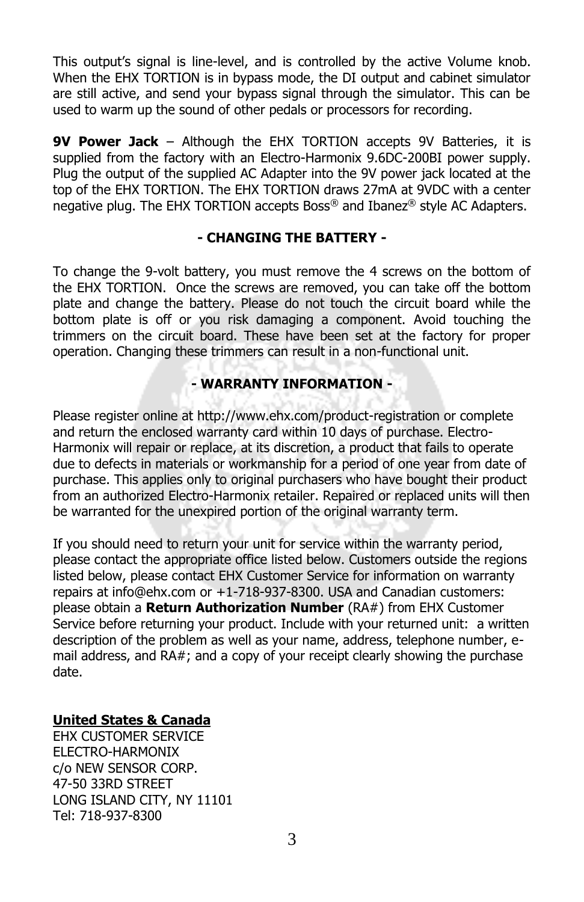This output's signal is line-level, and is controlled by the active Volume knob. When the EHX TORTION is in bypass mode, the DI output and cabinet simulator are still active, and send your bypass signal through the simulator. This can be used to warm up the sound of other pedals or processors for recording.

**9V Power Jack** – Although the EHX TORTION accepts 9V Batteries, it is supplied from the factory with an Electro-Harmonix 9.6DC-200BI power supply. Plug the output of the supplied AC Adapter into the 9V power jack located at the top of the EHX TORTION. The EHX TORTION draws 27mA at 9VDC with a center negative plug. The EHX TORTION accepts Boss® and Ibanez® style AC Adapters.

## - CHANGING THE BATTERY -

To change the 9-volt battery, you must remove the 4 screws on the bottom of the EHX TORTION. Once the screws are removed, you can take off the bottom plate and change the battery. Please do not touch the circuit board while the bottom plate is off or you risk damaging a component. Avoid touching the trimmers on the circuit board. These have been set at the factory for proper operation. Changing these trimmers can result in a non-functional unit.

## - WARRANTY INFORMATION -

Please register online at http://www.ehx.com/product-registration or complete and return the enclosed warranty card within 10 days of purchase. Electro-Harmonix will repair or replace, at its discretion, a product that fails to operate due to defects in materials or workmanship for a period of one year from date of purchase. This applies only to original purchasers who have bought their product from an authorized Electro-Harmonix retailer. Repaired or replaced units will then be warranted for the unexpired portion of the original warranty term.

If you should need to return your unit for service within the warranty period, please contact the appropriate office listed below. Customers outside the regions listed below, please contact EHX Customer Service for information on warranty repairs at info@ehx.com or +1-718-937-8300. USA and Canadian customers: please obtain a **Return Authorization Number** (RA#) from EHX Customer Service before returning your product. Include with your returned unit: a written description of the problem as well as your name, address, telephone number, e-mail address, and RA#; and a copy of your receipt clearly showing the purchase date.

**United States & Canada**
EHX CUSTOMER SERVICE
ELECTRO-HARMONIX
c/o NEW SENSOR CORP.
47-50 33RD STREET
LONG ISLAND CITY, NY 11101
Tel: 718-937-8300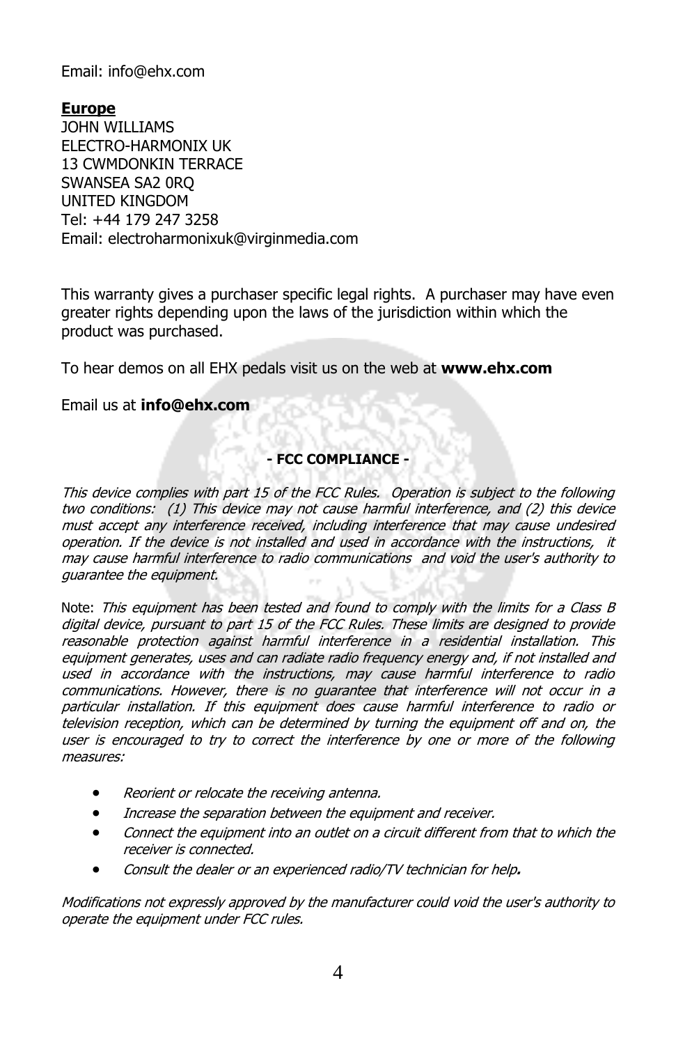Email: info@ehx.com

**Europe**
JOHN WILLIAMS
ELECTRO-HARMONIX UK
13 CWMDONKIN TERRACE
SWANSEA SA2 0RQ
UNITED KINGDOM
Tel: +44 179 247 3258
Email: electroharmonixuk@virginmedia.com

This warranty gives a purchaser specific legal rights. A purchaser may have even greater rights depending upon the laws of the jurisdiction within which the product was purchased.

To hear demos on all EHX pedals visit us on the web at **www.ehx.com**

Email us at **info@ehx.com**

**- FCC COMPLIANCE -**

*This device complies with part 15 of the FCC Rules. Operation is subject to the following two conditions: (1) This device may not cause harmful interference, and (2) this device must accept any interference received, including interference that may cause undesired operation. If the device is not installed and used in accordance with the instructions, it may cause harmful interference to radio communications and void the user's authority to guarantee the equipment.*

Note: *This equipment has been tested and found to comply with the limits for a Class B digital device, pursuant to part 15 of the FCC Rules. These limits are designed to provide reasonable protection against harmful interference in a residential installation. This equipment generates, uses and can radiate radio frequency energy and, if not installed and used in accordance with the instructions, may cause harmful interference to radio communications. However, there is no guarantee that interference will not occur in a particular installation. If this equipment does cause harmful interference to radio or television reception, which can be determined by turning the equipment off and on, the user is encouraged to try to correct the interference by one or more of the following measures:*

- *Reorient or relocate the receiving antenna.*
- *Increase the separation between the equipment and receiver.*
- *Connect the equipment into an outlet on a circuit different from that to which the receiver is connected.*
- *Consult the dealer or an experienced radio/TV technician for help.*

*Modifications not expressly approved by the manufacturer could void the user's authority to operate the equipment under FCC rules.*